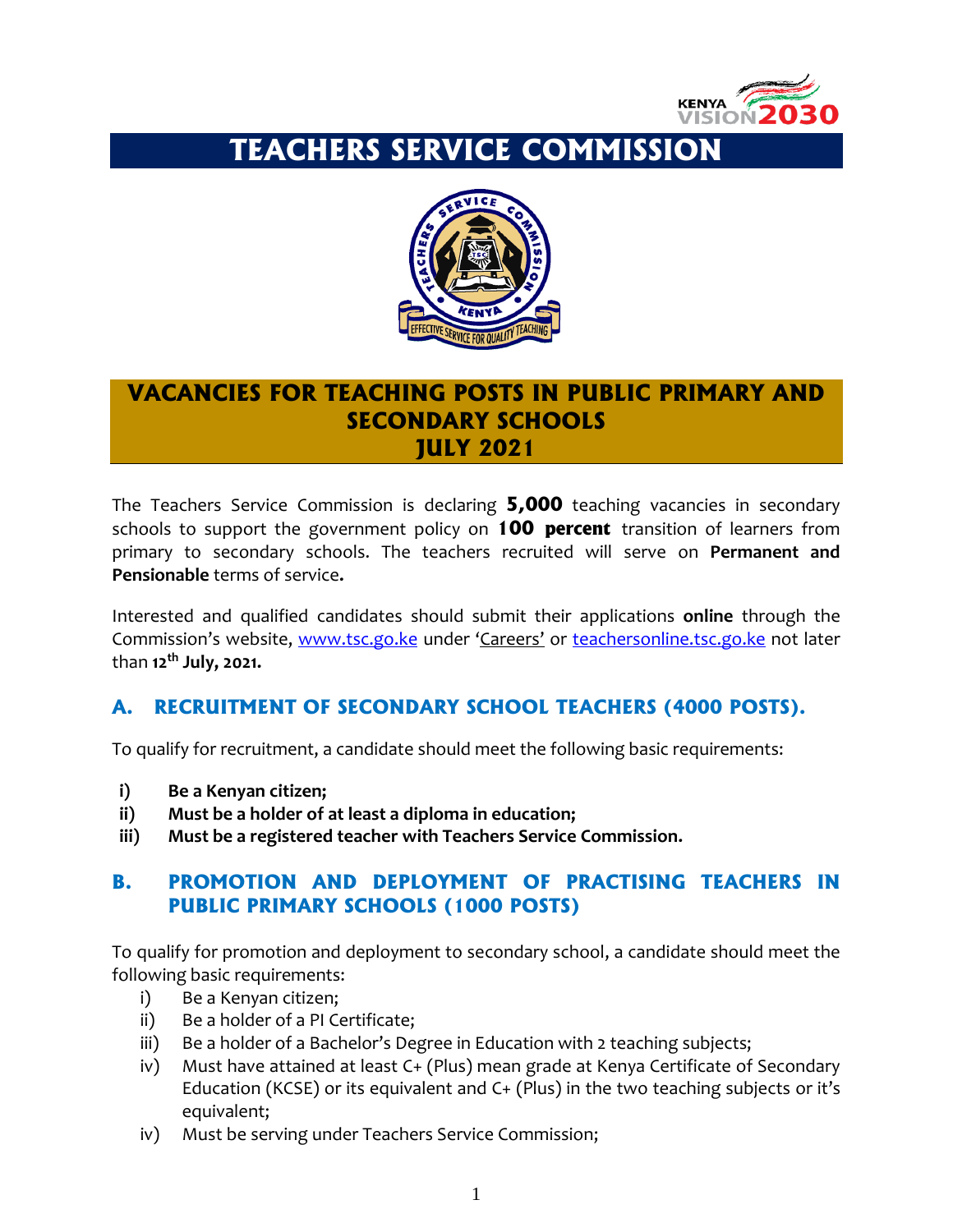# TEACHERS SERVICE COMMISSION

## VACANCIES FOR TEACHING POSTS IN PUBLIC PRIMARY AND SECONDARY SCHOOLS JULY 2021

The Teachers Service Commission is declaring **5,000** teaching vacancies in secondary schools to support the government policy on **100 percent** transition of learners from primary to secondary schools. The teachers recruited will serve on **Permanent and Pensionable** terms of service**.**

Interested and qualified candidates should submit their applications **online** through the Commission's website, www.tsc.go.ke under 'Careers' or teachersonline.tsc.go.ke not later than **12th July, 2021.**

### A. RECRUITMENT OF SECONDARY SCHOOL TEACHERS (4000 POSTS).

To qualify for recruitment, a candidate should meet the following basic requirements:

- **i) Be a Kenyan citizen;**
- **ii) Must be a holder of at least a diploma in education;**
- **iii) Must be a registered teacher with Teachers Service Commission.**

### B. PROMOTION AND DEPLOYMENT OF PRACTISING TEACHERS IN PUBLIC PRIMARY SCHOOLS (1000 POSTS)

To qualify for promotion and deployment to secondary school, a candidate should meet the following basic requirements:

- i) Be a Kenyan citizen;
- ii) Be a holder of a PI Certificate;
- iii) Be a holder of a Bachelor's Degree in Education with 2 teaching subjects;
- iv) Must have attained at least C+ (Plus) mean grade at Kenya Certificate of Secondary Education (KCSE) or its equivalent and C+ (Plus) in the two teaching subjects or it's equivalent;
- iv) Must be serving under Teachers Service Commission;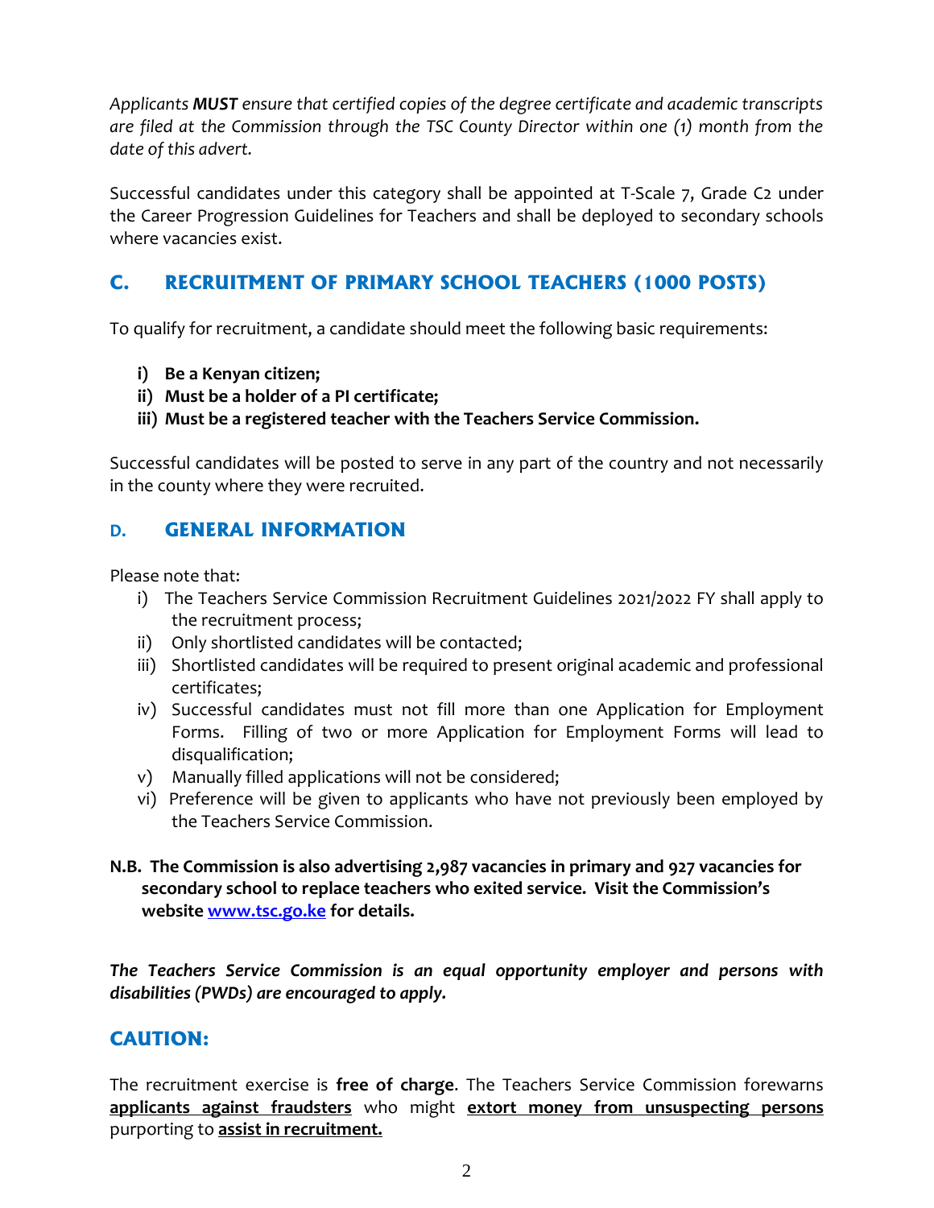*Applicants **MUST** ensure that certified copies of the degree certificate and academic transcripts are filed at the Commission through the TSC County Director within one (1) month from the date of this advert.*

Successful candidates under this category shall be appointed at T-Scale 7, Grade C2 under the Career Progression Guidelines for Teachers and shall be deployed to secondary schools where vacancies exist.

## C. RECRUITMENT OF PRIMARY SCHOOL TEACHERS (1000 POSTS)

To qualify for recruitment, a candidate should meet the following basic requirements:

- **i) Be a Kenyan citizen;**
- **ii) Must be a holder of a PI certificate;**
- **iii) Must be a registered teacher with the Teachers Service Commission.**

Successful candidates will be posted to serve in any part of the country and not necessarily in the county where they were recruited.

## D. GENERAL INFORMATION

Please note that:

- i) The Teachers Service Commission Recruitment Guidelines 2021/2022 FY shall apply to the recruitment process;
- ii) Only shortlisted candidates will be contacted;
- iii) Shortlisted candidates will be required to present original academic and professional certificates;
- iv) Successful candidates must not fill more than one Application for Employment Forms. Filling of two or more Application for Employment Forms will lead to disqualification;
- v) Manually filled applications will not be considered;
- vi) Preference will be given to applicants who have not previously been employed by the Teachers Service Commission.

**N.B. The Commission is also advertising 2,987 vacancies in primary and 927 vacancies for secondary school to replace teachers who exited service. Visit the Commission's website [www.tsc.go.ke](http://www.tsc.go.ke) for details.**

***The Teachers Service Commission is an equal opportunity employer and persons with disabilities (PWDs) are encouraged to apply.***

## CAUTION:

The recruitment exercise is **free of charge**. The Teachers Service Commission forewarns **applicants against fraudsters** who might **extort money from unsuspecting persons** purporting to **assist in recruitment.**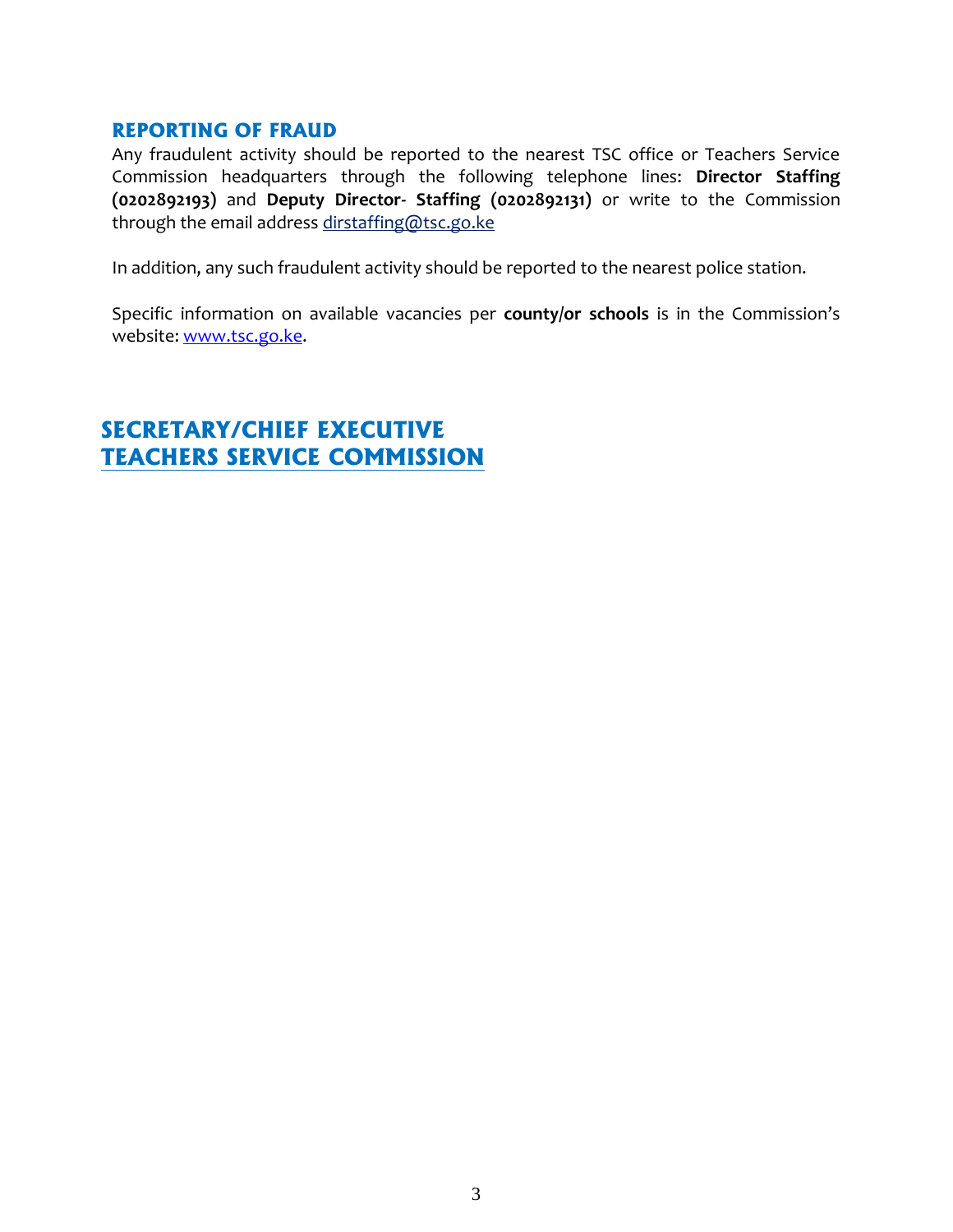## REPORTING OF FRAUD

Any fraudulent activity should be reported to the nearest TSC office or Teachers Service Commission headquarters through the following telephone lines: **Director Staffing (0202892193)** and **Deputy Director- Staffing (0202892131)** or write to the Commission through the email address dirstaffing@tsc.go.ke

In addition, any such fraudulent activity should be reported to the nearest police station.

Specific information on available vacancies per **county/or schools** is in the Commission's website: www.tsc.go.ke.

## SECRETARY/CHIEF EXECUTIVE
## TEACHERS SERVICE COMMISSION